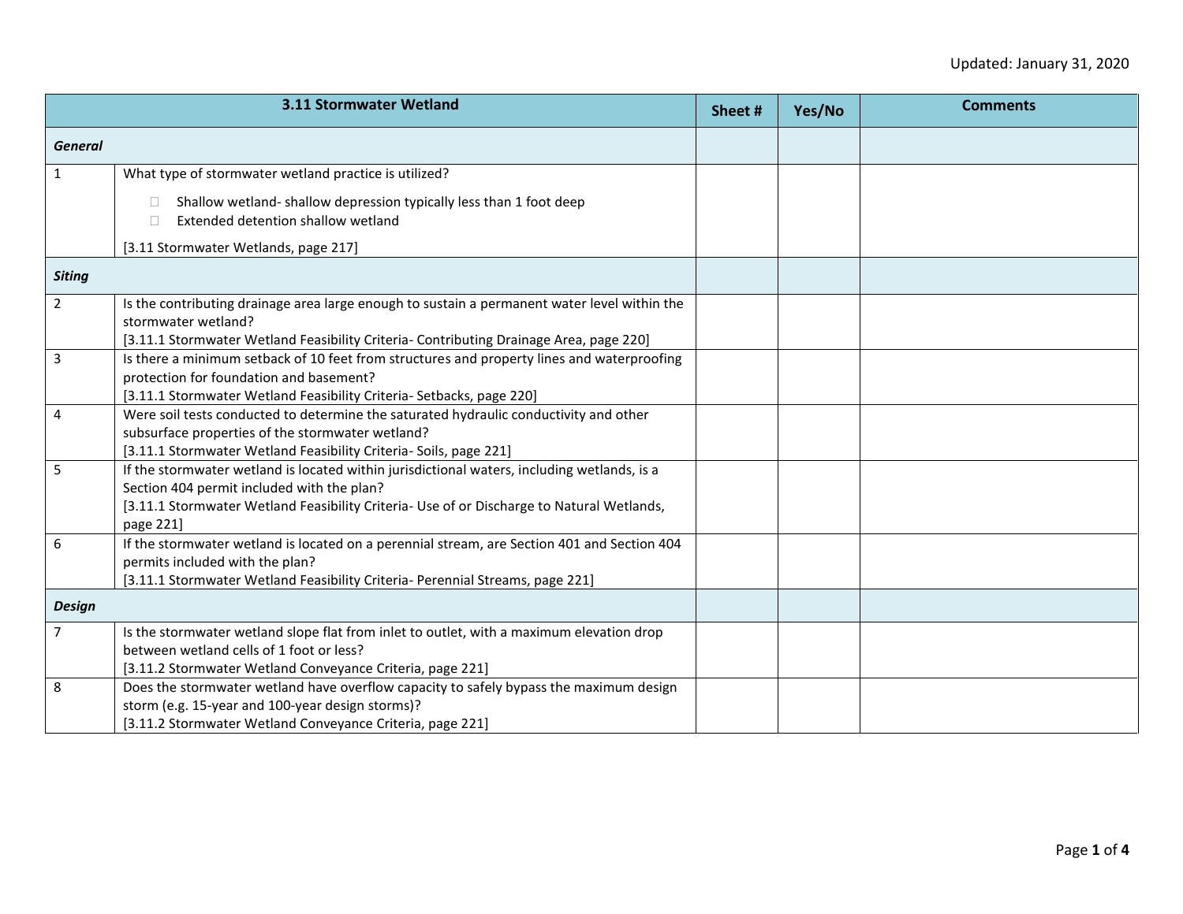| 3.11 Stormwater Wetland | | Sheet # | Yes/No | Comments |
|---|---|---|---|---|
| ***General*** | | | | |
| 1 | What type of stormwater wetland practice is utilized?<br>☐ Shallow wetland- shallow depression typically less than 1 foot deep<br>☐ Extended detention shallow wetland<br>[3.11 Stormwater Wetlands, page 217] | | | |
| ***Siting*** | | | | |
| 2 | Is the contributing drainage area large enough to sustain a permanent water level within the stormwater wetland?<br>[3.11.1 Stormwater Wetland Feasibility Criteria- Contributing Drainage Area, page 220] | | | |
| 3 | Is there a minimum setback of 10 feet from structures and property lines and waterproofing protection for foundation and basement?<br>[3.11.1 Stormwater Wetland Feasibility Criteria- Setbacks, page 220] | | | |
| 4 | Were soil tests conducted to determine the saturated hydraulic conductivity and other subsurface properties of the stormwater wetland?<br>[3.11.1 Stormwater Wetland Feasibility Criteria- Soils, page 221] | | | |
| 5 | If the stormwater wetland is located within jurisdictional waters, including wetlands, is a Section 404 permit included with the plan?<br>[3.11.1 Stormwater Wetland Feasibility Criteria- Use of or Discharge to Natural Wetlands, page 221] | | | |
| 6 | If the stormwater wetland is located on a perennial stream, are Section 401 and Section 404 permits included with the plan?<br>[3.11.1 Stormwater Wetland Feasibility Criteria- Perennial Streams, page 221] | | | |
| ***Design*** | | | | |
| 7 | Is the stormwater wetland slope flat from inlet to outlet, with a maximum elevation drop between wetland cells of 1 foot or less?<br>[3.11.2 Stormwater Wetland Conveyance Criteria, page 221] | | | |
| 8 | Does the stormwater wetland have overflow capacity to safely bypass the maximum design storm (e.g. 15-year and 100-year design storms)?<br>[3.11.2 Stormwater Wetland Conveyance Criteria, page 221] | | | |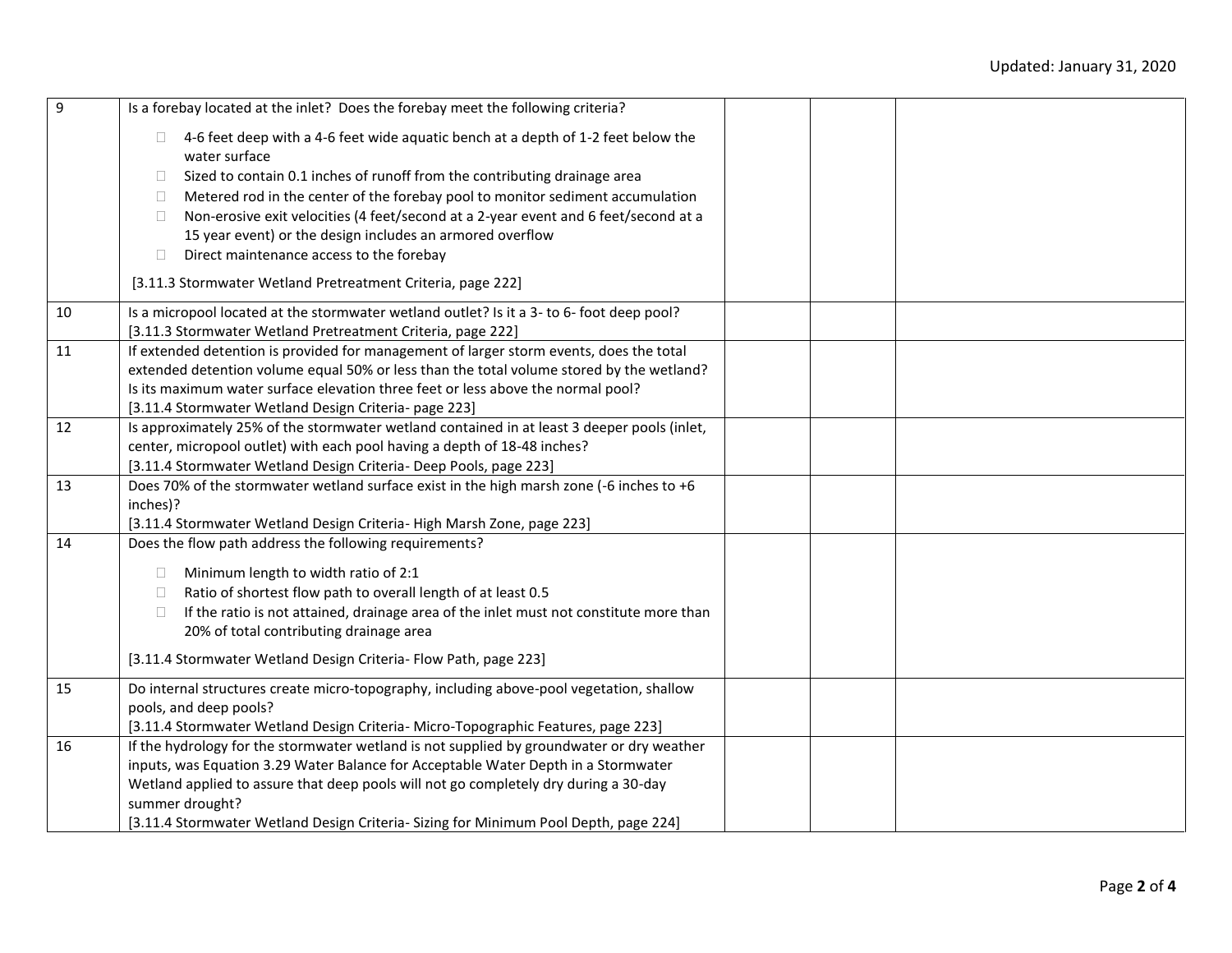| | | | | |
|---|---|---|---|---|
| 9 | Is a forebay located at the inlet? Does the forebay meet the following criteria?<br><br>☐ 4-6 feet deep with a 4-6 feet wide aquatic bench at a depth of 1-2 feet below the water surface<br>☐ Sized to contain 0.1 inches of runoff from the contributing drainage area<br>☐ Metered rod in the center of the forebay pool to monitor sediment accumulation<br>☐ Non-erosive exit velocities (4 feet/second at a 2-year event and 6 feet/second at a 15 year event) or the design includes an armored overflow<br>☐ Direct maintenance access to the forebay<br><br>[3.11.3 Stormwater Wetland Pretreatment Criteria, page 222] | | | |
| 10 | Is a micropool located at the stormwater wetland outlet? Is it a 3- to 6- foot deep pool?<br>[3.11.3 Stormwater Wetland Pretreatment Criteria, page 222] | | | |
| 11 | If extended detention is provided for management of larger storm events, does the total extended detention volume equal 50% or less than the total volume stored by the wetland? Is its maximum water surface elevation three feet or less above the normal pool?<br>[3.11.4 Stormwater Wetland Design Criteria- page 223] | | | |
| 12 | Is approximately 25% of the stormwater wetland contained in at least 3 deeper pools (inlet, center, micropool outlet) with each pool having a depth of 18-48 inches?<br>[3.11.4 Stormwater Wetland Design Criteria- Deep Pools, page 223] | | | |
| 13 | Does 70% of the stormwater wetland surface exist in the high marsh zone (-6 inches to +6 inches)?<br>[3.11.4 Stormwater Wetland Design Criteria- High Marsh Zone, page 223] | | | |
| 14 | Does the flow path address the following requirements?<br><br>☐ Minimum length to width ratio of 2:1<br>☐ Ratio of shortest flow path to overall length of at least 0.5<br>☐ If the ratio is not attained, drainage area of the inlet must not constitute more than 20% of total contributing drainage area<br><br>[3.11.4 Stormwater Wetland Design Criteria- Flow Path, page 223] | | | |
| 15 | Do internal structures create micro-topography, including above-pool vegetation, shallow pools, and deep pools?<br>[3.11.4 Stormwater Wetland Design Criteria- Micro-Topographic Features, page 223] | | | |
| 16 | If the hydrology for the stormwater wetland is not supplied by groundwater or dry weather inputs, was Equation 3.29 Water Balance for Acceptable Water Depth in a Stormwater Wetland applied to assure that deep pools will not go completely dry during a 30-day summer drought?<br>[3.11.4 Stormwater Wetland Design Criteria- Sizing for Minimum Pool Depth, page 224] | | | |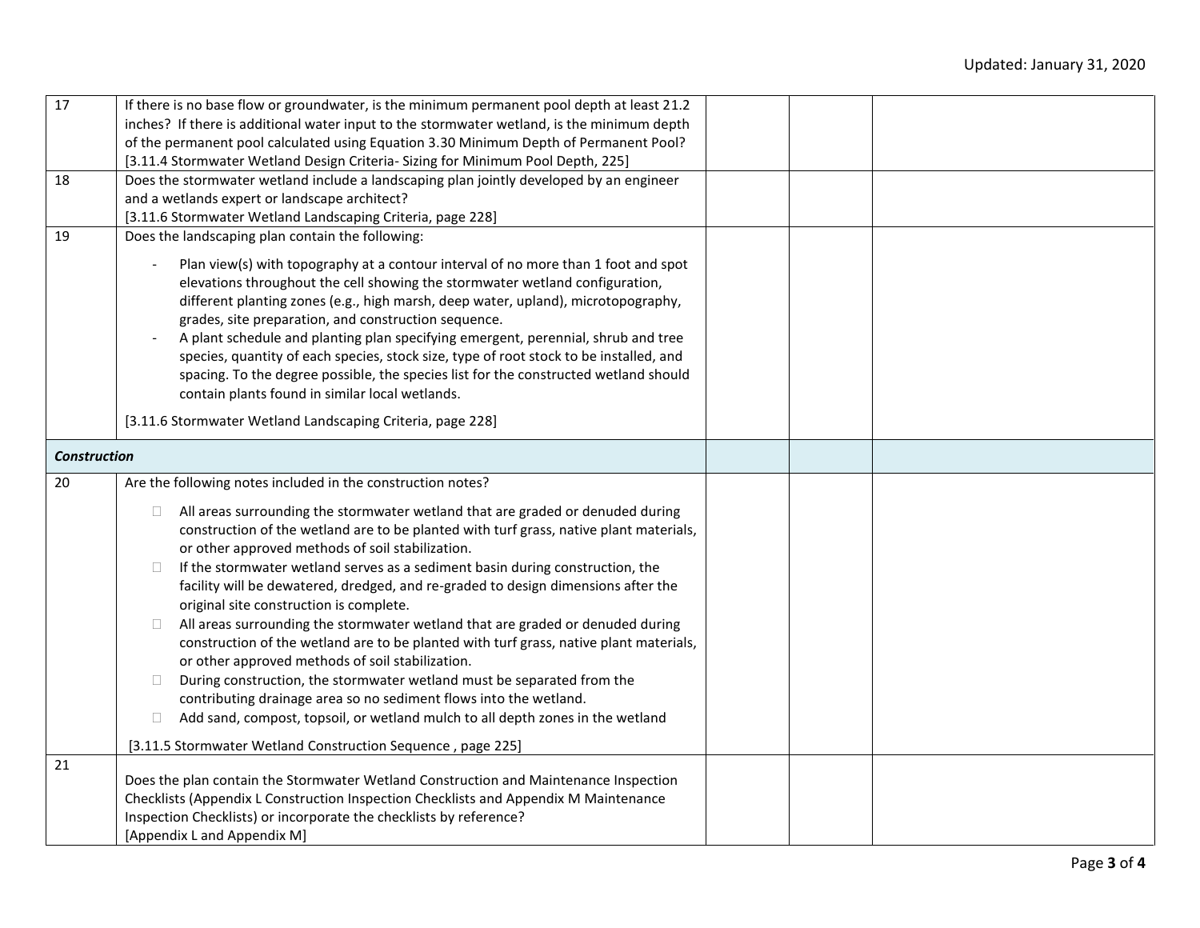| | | | | |
|---|---|---|---|---|
| 17 | If there is no base flow or groundwater, is the minimum permanent pool depth at least 21.2 inches? If there is additional water input to the stormwater wetland, is the minimum depth of the permanent pool calculated using Equation 3.30 Minimum Depth of Permanent Pool? [3.11.4 Stormwater Wetland Design Criteria- Sizing for Minimum Pool Depth, 225] | | | |
| 18 | Does the stormwater wetland include a landscaping plan jointly developed by an engineer and a wetlands expert or landscape architect? [3.11.6 Stormwater Wetland Landscaping Criteria, page 228] | | | |
| 19 | Does the landscaping plan contain the following:<br>- Plan view(s) with topography at a contour interval of no more than 1 foot and spot elevations throughout the cell showing the stormwater wetland configuration, different planting zones (e.g., high marsh, deep water, upland), microtopography, grades, site preparation, and construction sequence.<br>- A plant schedule and planting plan specifying emergent, perennial, shrub and tree species, quantity of each species, stock size, type of root stock to be installed, and spacing. To the degree possible, the species list for the constructed wetland should contain plants found in similar local wetlands.<br>[3.11.6 Stormwater Wetland Landscaping Criteria, page 228] | | | |
| ***Construction*** | | | | |
| 20 | Are the following notes included in the construction notes?<br>☐ All areas surrounding the stormwater wetland that are graded or denuded during construction of the wetland are to be planted with turf grass, native plant materials, or other approved methods of soil stabilization.<br>☐ If the stormwater wetland serves as a sediment basin during construction, the facility will be dewatered, dredged, and re-graded to design dimensions after the original site construction is complete.<br>☐ All areas surrounding the stormwater wetland that are graded or denuded during construction of the wetland are to be planted with turf grass, native plant materials, or other approved methods of soil stabilization.<br>☐ During construction, the stormwater wetland must be separated from the contributing drainage area so no sediment flows into the wetland.<br>☐ Add sand, compost, topsoil, or wetland mulch to all depth zones in the wetland<br>[3.11.5 Stormwater Wetland Construction Sequence , page 225] | | | |
| 21 | Does the plan contain the Stormwater Wetland Construction and Maintenance Inspection Checklists (Appendix L Construction Inspection Checklists and Appendix M Maintenance Inspection Checklists) or incorporate the checklists by reference? [Appendix L and Appendix M] | | | |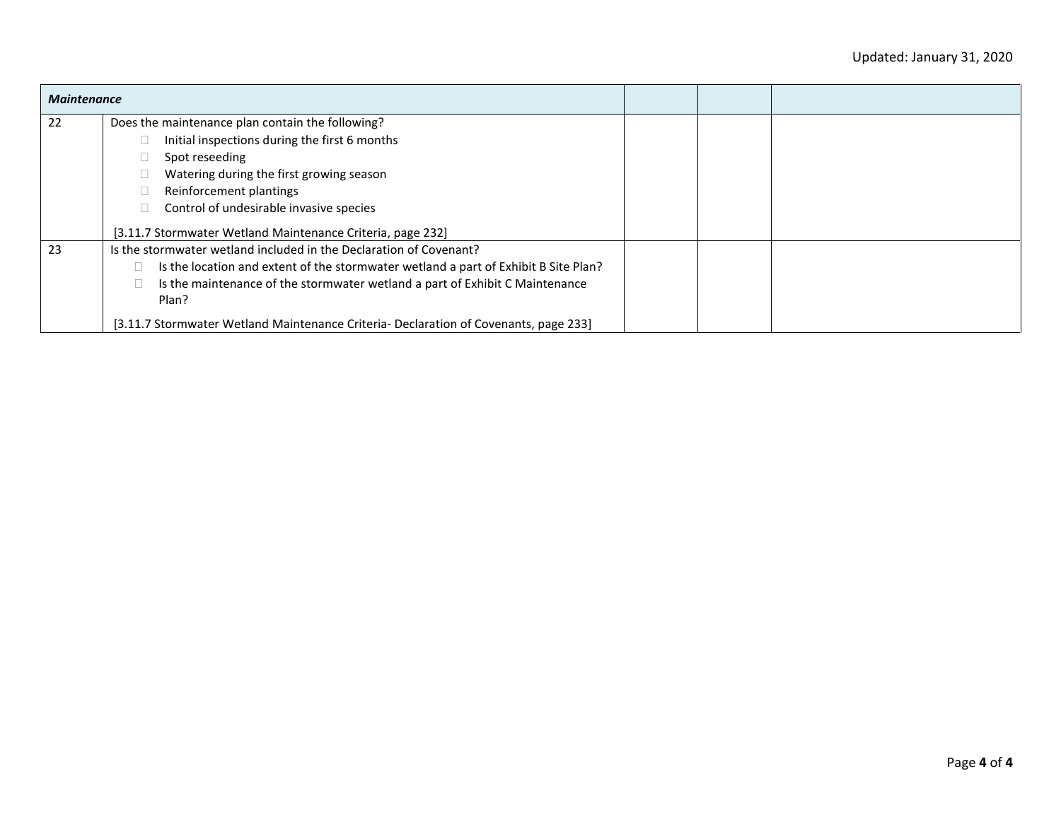| *Maintenance* | | | | |
|---|---|---|---|---|
| 22 | Does the maintenance plan contain the following?<br>☐ Initial inspections during the first 6 months<br>☐ Spot reseeding<br>☐ Watering during the first growing season<br>☐ Reinforcement plantings<br>☐ Control of undesirable invasive species<br><br>[3.11.7 Stormwater Wetland Maintenance Criteria, page 232] | | | |
| 23 | Is the stormwater wetland included in the Declaration of Covenant?<br>☐ Is the location and extent of the stormwater wetland a part of Exhibit B Site Plan?<br>☐ Is the maintenance of the stormwater wetland a part of Exhibit C Maintenance Plan?<br><br>[3.11.7 Stormwater Wetland Maintenance Criteria- Declaration of Covenants, page 233] | | | |